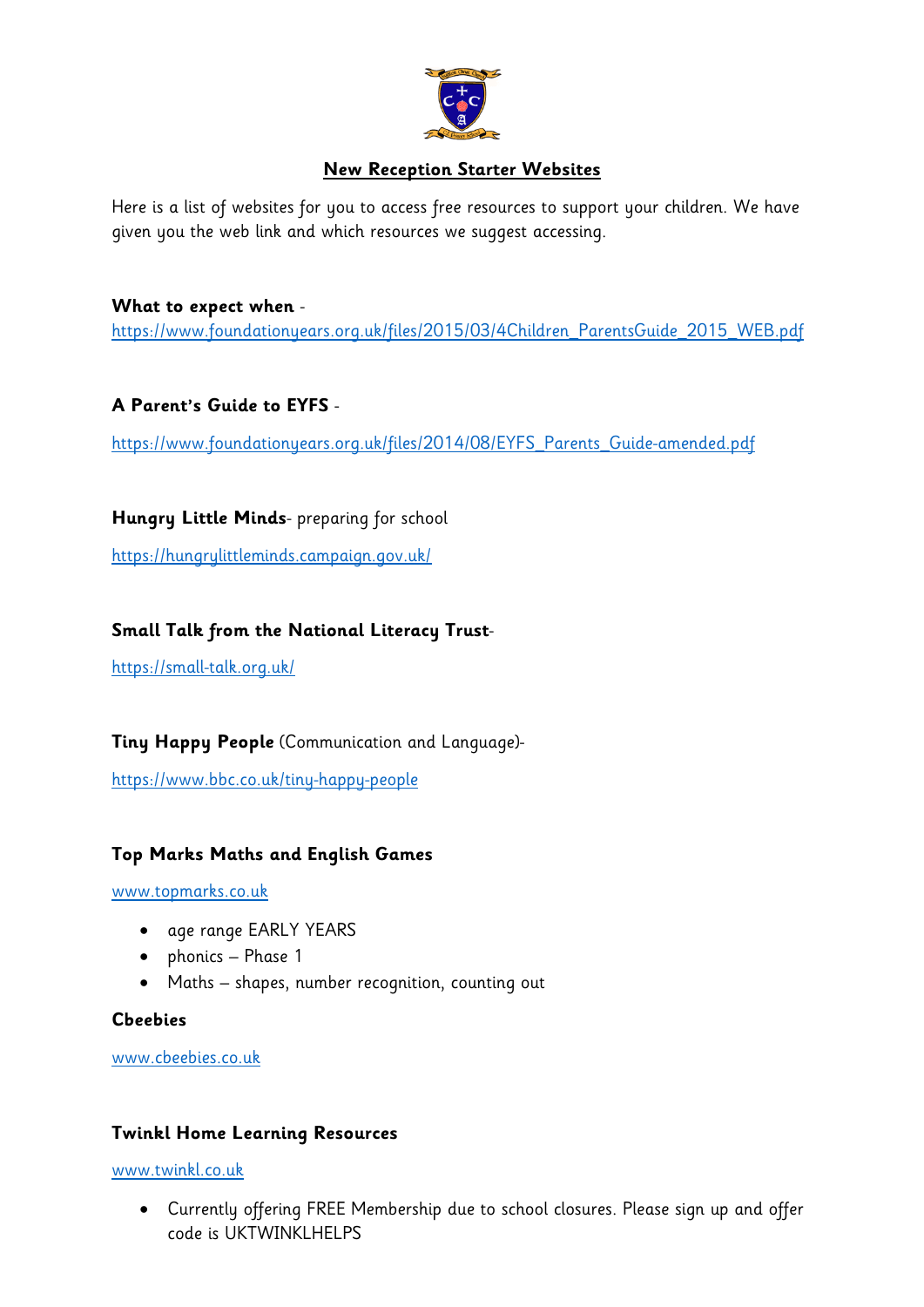## New Reception Starter Websites

Here is a list of websites for you to access free resources to support your children. We have given you the web link and which resources we suggest accessing.

**What to expect when** -
https://www.foundationyears.org.uk/files/2015/03/4Children_ParentsGuide_2015_WEB.pdf

**A Parent's Guide to EYFS** -

https://www.foundationyears.org.uk/files/2014/08/EYFS_Parents_Guide-amended.pdf

**Hungry Little Minds**- preparing for school

https://hungrylittleminds.campaign.gov.uk/

**Small Talk from the National Literacy Trust**-

https://small-talk.org.uk/

**Tiny Happy People** (Communication and Language)-

https://www.bbc.co.uk/tiny-happy-people

**Top Marks Maths and English Games**

www.topmarks.co.uk

- age range EARLY YEARS
- phonics – Phase 1
- Maths – shapes, number recognition, counting out

**Cbeebies**

www.cbeebies.co.uk

**Twinkl Home Learning Resources**

www.twinkl.co.uk

- Currently offering FREE Membership due to school closures. Please sign up and offer code is UKTWINKLHELPS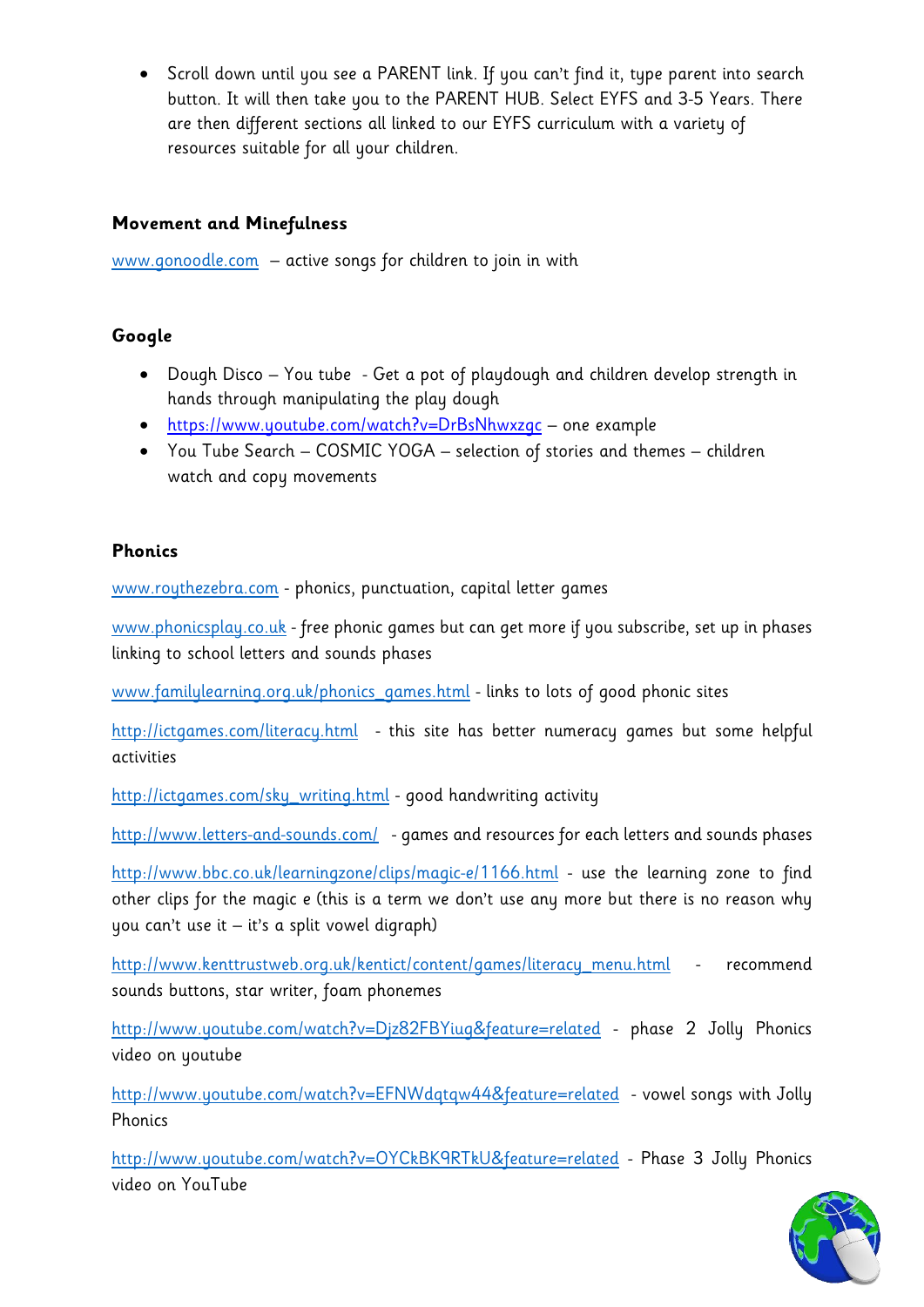- Scroll down until you see a PARENT link. If you can't find it, type parent into search button. It will then take you to the PARENT HUB. Select EYFS and 3-5 Years. There are then different sections all linked to our EYFS curriculum with a variety of resources suitable for all your children.

**Movement and Minefulness**

www.gonoodle.com – active songs for children to join in with

**Google**

- Dough Disco – You tube - Get a pot of playdough and children develop strength in hands through manipulating the play dough
- https://www.youtube.com/watch?v=DrBsNhwxzgc – one example
- You Tube Search – COSMIC YOGA – selection of stories and themes – children watch and copy movements

**Phonics**

www.roythezebra.com - phonics, punctuation, capital letter games

www.phonicsplay.co.uk - free phonic games but can get more if you subscribe, set up in phases linking to school letters and sounds phases

www.familylearning.org.uk/phonics_games.html - links to lots of good phonic sites

http://ictgames.com/literacy.html - this site has better numeracy games but some helpful activities

http://ictgames.com/sky_writing.html - good handwriting activity

http://www.letters-and-sounds.com/ - games and resources for each letters and sounds phases

http://www.bbc.co.uk/learningzone/clips/magic-e/1166.html - use the learning zone to find other clips for the magic e (this is a term we don't use any more but there is no reason why you can't use it – it's a split vowel digraph)

http://www.kenttrustweb.org.uk/kentict/content/games/literacy_menu.html - recommend sounds buttons, star writer, foam phonemes

http://www.youtube.com/watch?v=Djz82FBYiug&feature=related - phase 2 Jolly Phonics video on youtube

http://www.youtube.com/watch?v=EFNWdqtqw44&feature=related - vowel songs with Jolly Phonics

http://www.youtube.com/watch?v=OYCkBK9RTkU&feature=related - Phase 3 Jolly Phonics video on YouTube